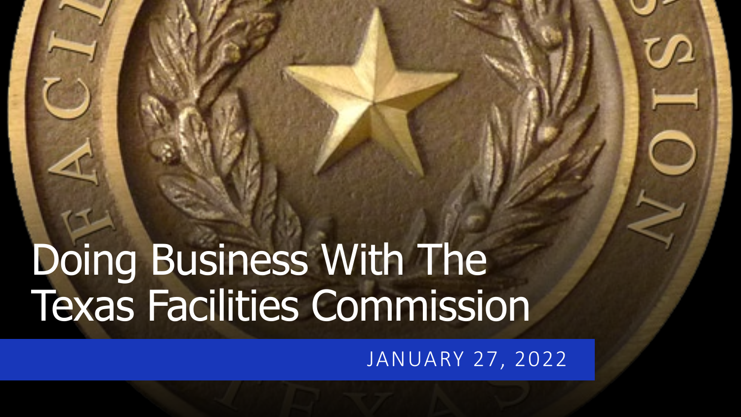# Doing Business With The Texas Facilities Commission

JANUARY 27, 2022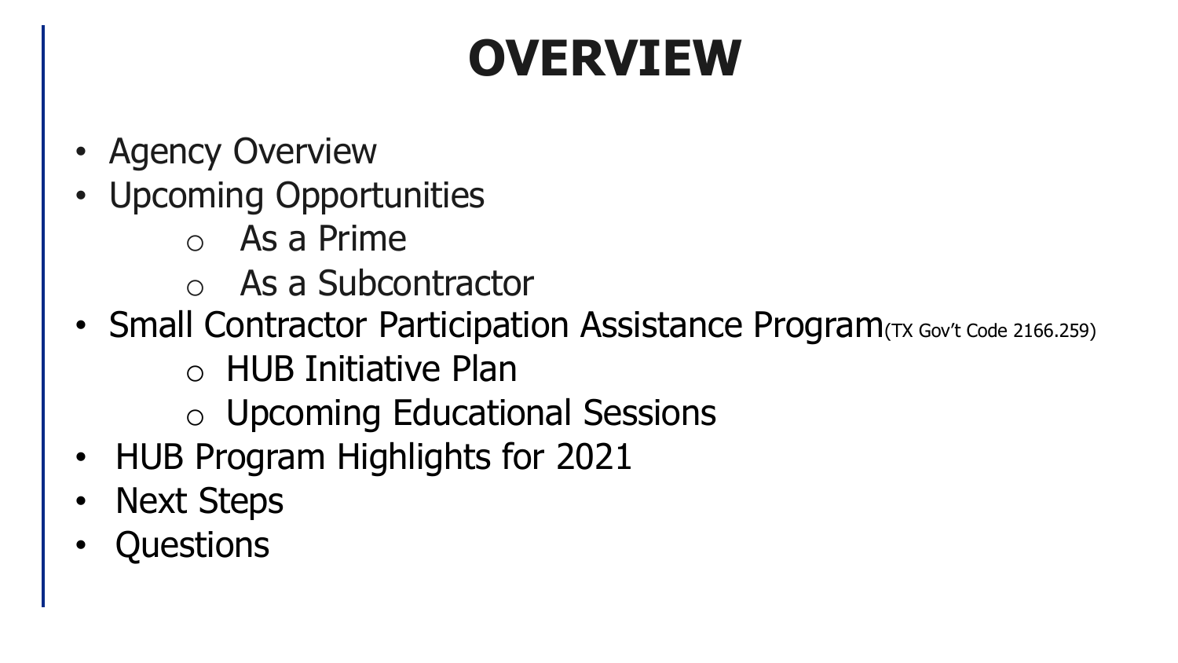# OVERVIEW

- Agency Overview
- Upcoming Opportunities
  - As a Prime
  - As a Subcontractor
- Small Contractor Participation Assistance Program (TX Gov't Code 2166.259)
  - HUB Initiative Plan
  - Upcoming Educational Sessions
- HUB Program Highlights for 2021
- Next Steps
- Questions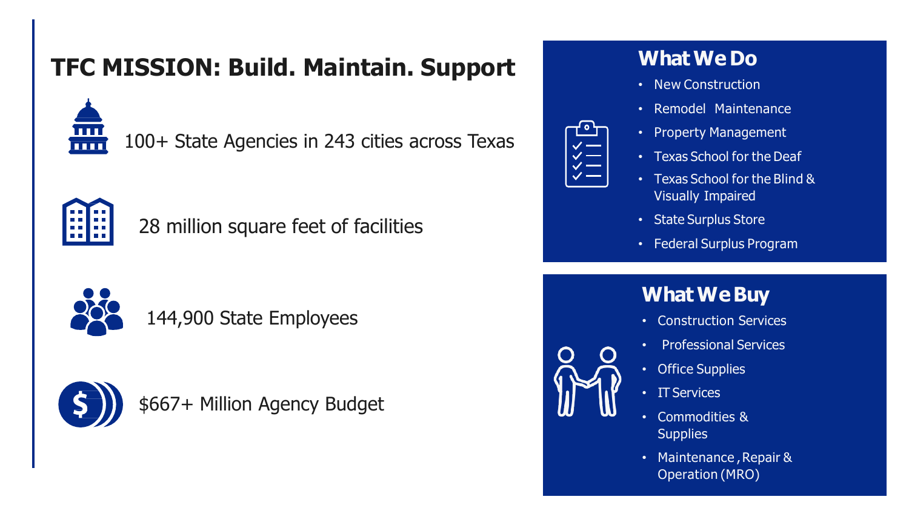# TFC MISSION: Build. Maintain. Support

100+ State Agencies in 243 cities across Texas

28 million square feet of facilities

144,900 State Employees

$667+ Million Agency Budget

## What We Do

- New Construction
- Remodel Maintenance
- Property Management
- Texas School for the Deaf
- Texas School for the Blind & Visually Impaired
- State Surplus Store
- Federal Surplus Program

## What We Buy

- Construction Services
- Professional Services
- Office Supplies
- IT Services
- Commodities & Supplies
- Maintenance, Repair & Operation (MRO)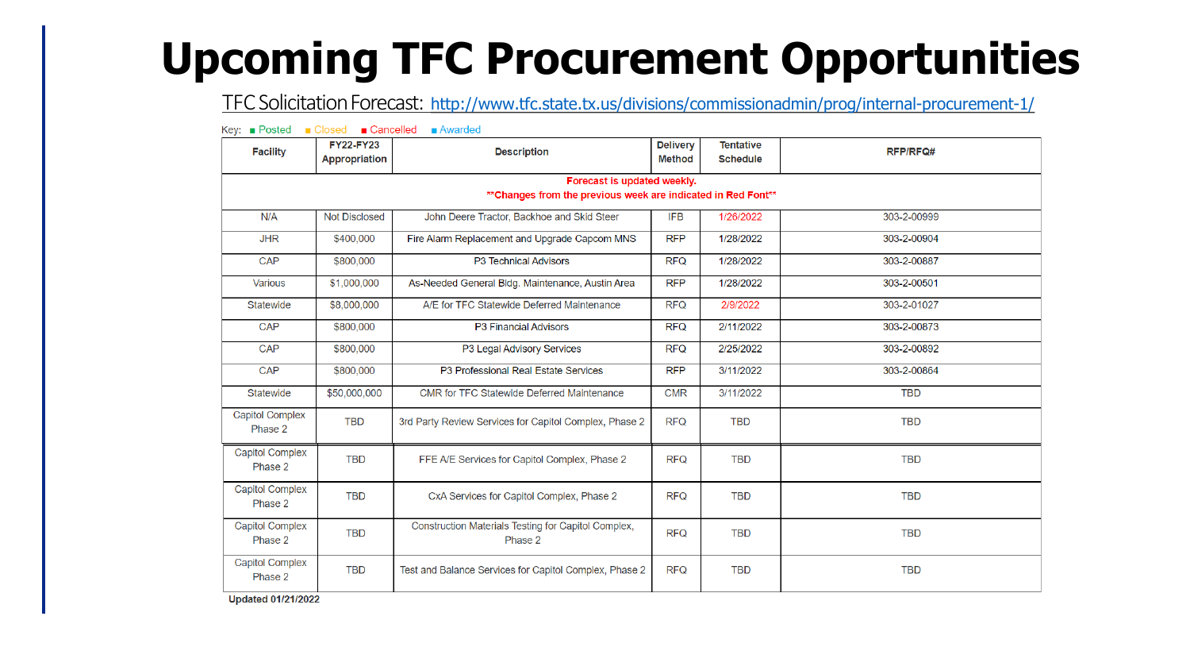# Upcoming TFC Procurement Opportunities

TFC Solicitation Forecast: http://www.tfc.state.tx.us/divisions/commissionadmin/prog/internal-procurement-1/

Key: ■ Posted ■ Closed ■ Cancelled ■ Awarded

| Facility | FY22-FY23 Appropriation | Description | Delivery Method | Tentative Schedule | RFP/RFQ# |
|---|---|---|---|---|---|
| **Forecast is updated weekly.** **Changes from the previous week are indicated in Red Font** | | | | | |
| N/A | Not Disclosed | John Deere Tractor, Backhoe and Skid Steer | IFB | 1/26/2022 | 303-2-00999 |
| JHR | $400,000 | Fire Alarm Replacement and Upgrade Capcom MNS | RFP | 1/28/2022 | 303-2-00904 |
| CAP | $800,000 | P3 Technical Advisors | RFQ | 1/28/2022 | 303-2-00887 |
| Various | $1,000,000 | As-Needed General Bldg. Maintenance, Austin Area | RFP | 1/28/2022 | 303-2-00501 |
| Statewide | $8,000,000 | A/E for TFC Statewide Deferred Maintenance | RFQ | 2/9/2022 | 303-2-01027 |
| CAP | $800,000 | P3 Financial Advisors | RFQ | 2/11/2022 | 303-2-00873 |
| CAP | $800,000 | P3 Legal Advisory Services | RFQ | 2/25/2022 | 303-2-00892 |
| CAP | $800,000 | P3 Professional Real Estate Services | RFP | 3/11/2022 | 303-2-00864 |
| Statewide | $50,000,000 | CMR for TFC Statewide Deferred Maintenance | CMR | 3/11/2022 | TBD |
| Capitol Complex Phase 2 | TBD | 3rd Party Review Services for Capitol Complex, Phase 2 | RFQ | TBD | TBD |
| Capitol Complex Phase 2 | TBD | FFE A/E Services for Capitol Complex, Phase 2 | RFQ | TBD | TBD |
| Capitol Complex Phase 2 | TBD | CxA Services for Capitol Complex, Phase 2 | RFQ | TBD | TBD |
| Capitol Complex Phase 2 | TBD | Construction Materials Testing for Capitol Complex, Phase 2 | RFQ | TBD | TBD |
| Capitol Complex Phase 2 | TBD | Test and Balance Services for Capitol Complex, Phase 2 | RFQ | TBD | TBD |

**Updated 01/21/2022**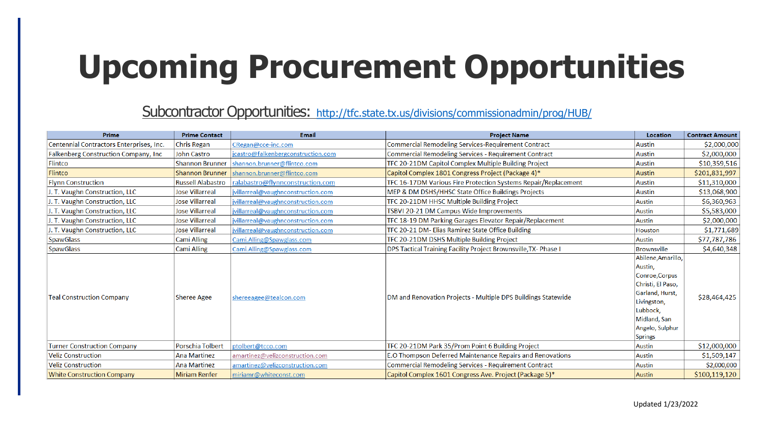# Upcoming Procurement Opportunities

## Subcontractor Opportunities: http://tfc.state.tx.us/divisions/commissionadmin/prog/HUB/

| Prime | Prime Contact | Email | Project Name | Location | Contract Amount |
|---|---|---|---|---|---|
| Centennial Contractors Enterprises, Inc. | Chris Regan | CRegan@cce-inc.com | Commercial Remodeling Services-Requirement Contract | Austin | $2,000,000 |
| Falkenberg Construction Company, Inc | John Castro | jcastro@falkenbergconstruction.com | Commercial Remodeling Services - Requirement Contract | Austin | $2,000,000 |
| Flintco | Shannon Brunner | shannon.brunner@flintco.com | TFC 20-21DM Capitol Complex Multiple Building Project | Austin | $10,359,516 |
| Flintco | Shannon Brunner | shannon.brunner@flintco.com | Capitol Complex 1801 Congress Project (Package 4)* | Austin | $201,831,997 |
| Flynn Construction | Russell Alabastro | ralabastro@flynnconstruction.com | TFC 16-17DM Various Fire Protection Systems Repair/Replacement | Austin | $11,310,000 |
| J. T. Vaughn Construction, LLC | Jose Villarreal | jvillarreal@vaughnconstruction.com | MEP & DM DSHS/HHSC State Office Buildings Projects | Austin | $13,068,900 |
| J. T. Vaughn Construction, LLC | Jose Villarreal | jvillarreal@vaughnconstruction.com | TFC 20-21DM HHSC Multiple Building Project | Austin | $6,360,963 |
| J. T. Vaughn Construction, LLC | Jose Villarreal | jvillarreal@vaughnconstruction.com | TSBVI 20-21 DM Campus Wide Improvements | Austin | $5,583,000 |
| J. T. Vaughn Construction, LLC | Jose Villarreal | jvillarreal@vaughnconstruction.com | TFC 18-19 DM Parking Garages Elevator Repair/Replacement | Austin | $2,000,000 |
| J. T. Vaughn Construction, LLC | Jose Villarreal | jvillarreal@vaughnconstruction.com | TFC 20-21 DM- Elias Ramirez State Office Building | Houston | $1,771,689 |
| SpawGlass | Cami Alling | Cami.Alling@Spawglass.com | TFC 20-21DM DSHS Multiple Building Project | Austin | $77,787,786 |
| SpawGlass | Cami Alling | Cami.Alling@Spawglass.com | DPS Tactical Training Facility Project Brownsville,TX- Phase I | Brownsville | $4,640,348 |
| Teal Construction Company | Sheree Agee | shereeagee@tealcon.com | DM and Renovation Projects - Multiple DPS Buildings Statewide | Abilene,Amarillo, Austin, Conroe,Corpus Christi, El Paso, Garland, Hurst, Livingston, Lubbock, Midland, San Angelo, Sulphur Springs | $28,464,425 |
| Turner Construction Company | Porschia Tolbert | ptolbert@tcco.com | TFC 20-21DM Park 35/Prom Point 6 Building Project | Austin | $12,000,000 |
| Veliz Construction | Ana Martinez | amartinez@velizconstruction.com | E.O Thompson Deferred Maintenance Repairs and Renovations | Austin | $1,509,147 |
| Veliz Construction | Ana Martinez | amartinez@velizconstruction.com | Commercial Remodeling Services - Requirement Contract | Austin | $2,000,000 |
| White Construction Company | Miriam Renfer | miriamr@whiteconst.com | Capitol Complex 1601 Congress Ave. Project (Package 5)* | Austin | $100,119,120 |

Updated 1/23/2022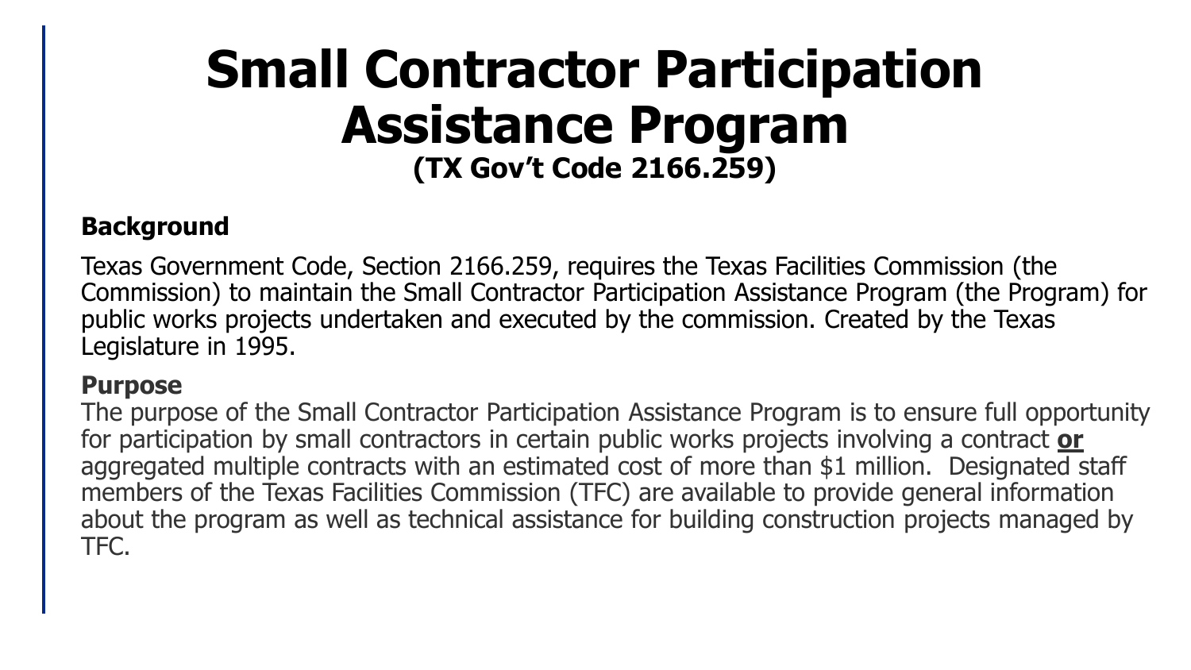# Small Contractor Participation Assistance Program

**(TX Gov't Code 2166.259)**

**Background**

Texas Government Code, Section 2166.259, requires the Texas Facilities Commission (the Commission) to maintain the Small Contractor Participation Assistance Program (the Program) for public works projects undertaken and executed by the commission. Created by the Texas Legislature in 1995.

**Purpose**

The purpose of the Small Contractor Participation Assistance Program is to ensure full opportunity for participation by small contractors in certain public works projects involving a contract **or** aggregated multiple contracts with an estimated cost of more than $1 million. Designated staff members of the Texas Facilities Commission (TFC) are available to provide general information about the program as well as technical assistance for building construction projects managed by TFC.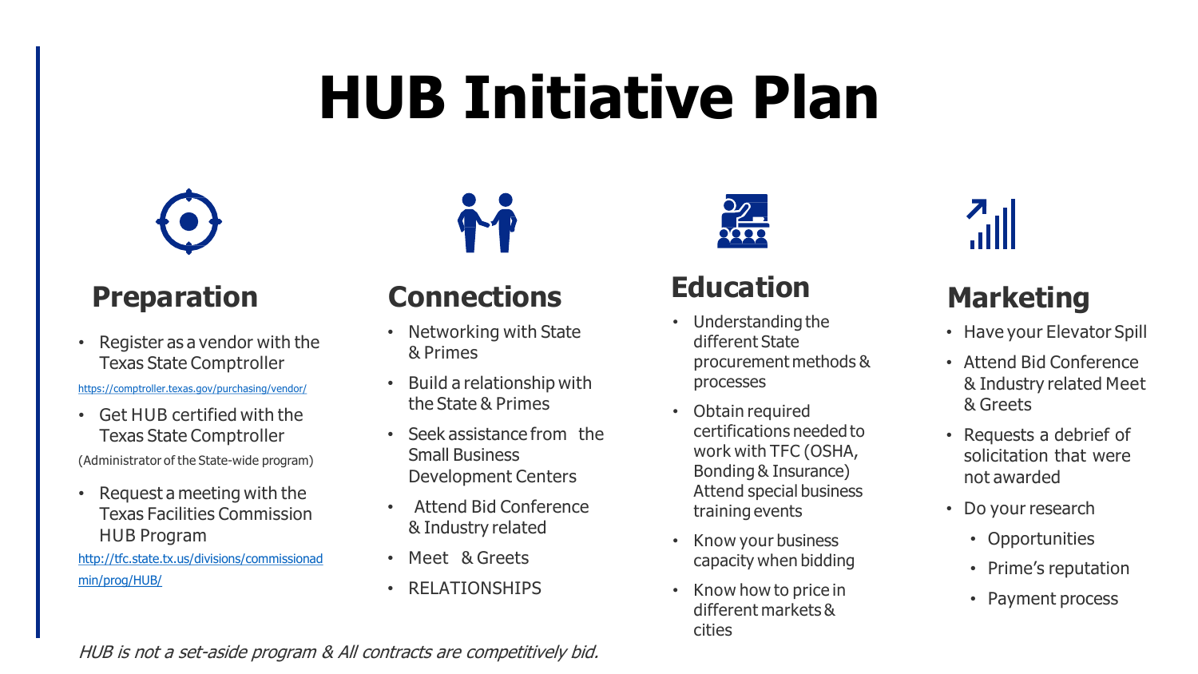# HUB Initiative Plan

## Preparation

- Register as a vendor with the Texas State Comptroller

[https://comptroller.texas.gov/purchasing/vendor/](https://comptroller.texas.gov/purchasing/vendor/)

- Get HUB certified with the Texas State Comptroller

(Administrator of the State-wide program)

- Request a meeting with the Texas Facilities Commission HUB Program

[http://tfc.state.tx.us/divisions/commissionadmin/prog/HUB/](http://tfc.state.tx.us/divisions/commissionadmin/prog/HUB/)

## Connections

- Networking with State & Primes
- Build a relationship with the State & Primes
- Seek assistance from the Small Business Development Centers
- Attend Bid Conference & Industry related
- Meet & Greets
- RELATIONSHIPS

## Education

- Understanding the different State procurement methods & processes
- Obtain required certifications needed to work with TFC (OSHA, Bonding & Insurance) Attend special business training events
- Know your business capacity when bidding
- Know how to price in different markets & cities

## Marketing

- Have your Elevator Spill
- Attend Bid Conference & Industry related Meet & Greets
- Requests a debrief of solicitation that were not awarded
- Do your research
  - Opportunities
  - Prime's reputation
  - Payment process

*HUB is not a set-aside program & All contracts are competitively bid.*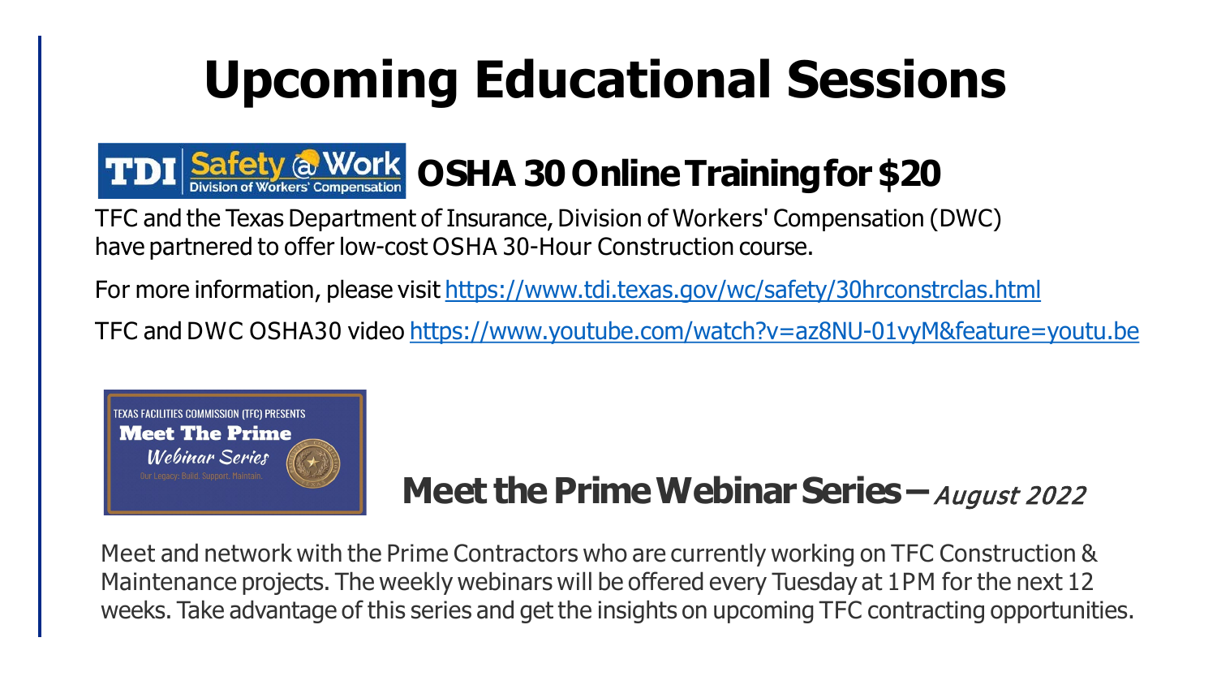# Upcoming Educational Sessions

## TDI Safety @ Work – Division of Workers' Compensation — OSHA 30 Online Training for $20

TFC and the Texas Department of Insurance, Division of Workers' Compensation (DWC) have partnered to offer low-cost OSHA 30-Hour Construction course.

For more information, please visit https://www.tdi.texas.gov/wc/safety/30hrconstrclas.html

TFC and DWC OSHA30 video https://www.youtube.com/watch?v=az8NU-01vyM&feature=youtu.be

TEXAS FACILITIES COMMISSION (TFC) PRESENTS
**Meet The Prime**
*Webinar Series*
Our Legacy: Build. Support. Maintain.

## Meet the Prime Webinar Series – *August 2022*

Meet and network with the Prime Contractors who are currently working on TFC Construction & Maintenance projects. The weekly webinars will be offered every Tuesday at 1PM for the next 12 weeks. Take advantage of this series and get the insights on upcoming TFC contracting opportunities.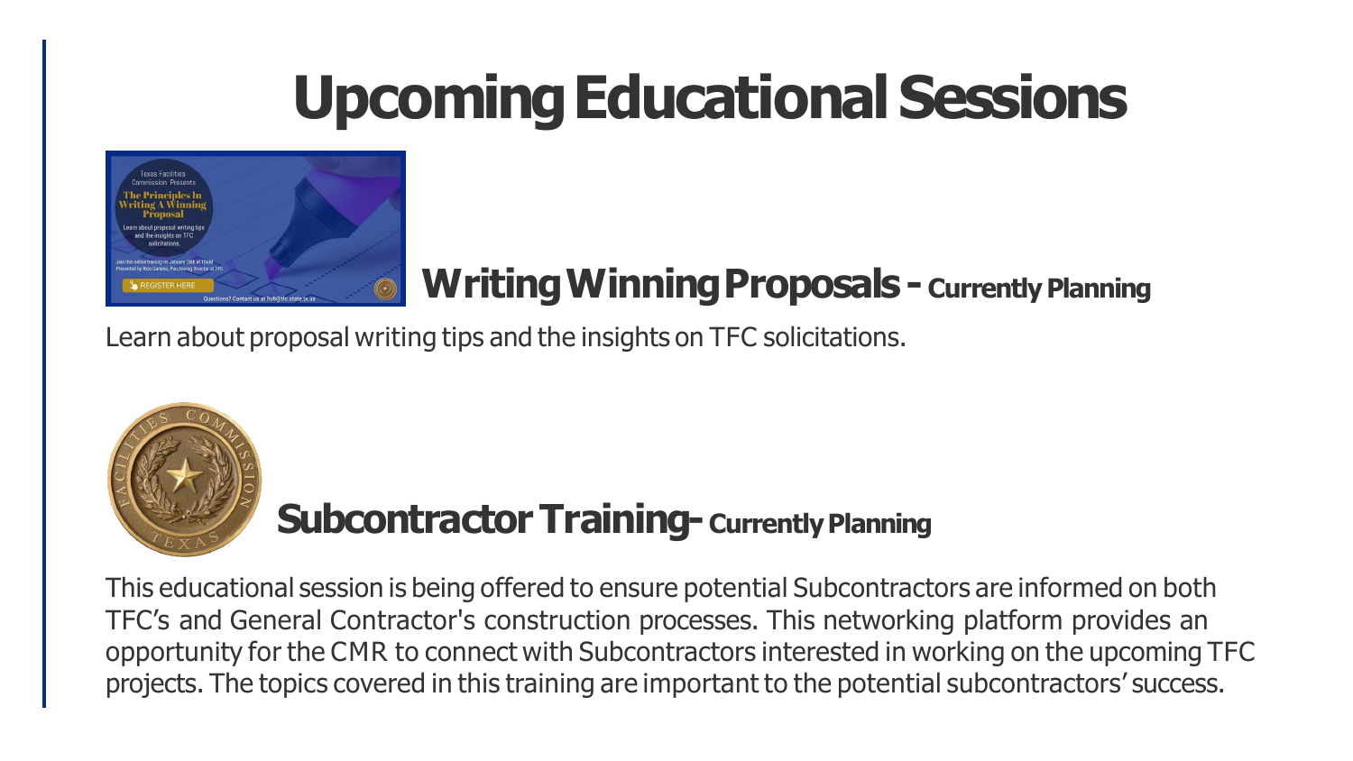# Upcoming Educational Sessions

## Writing Winning Proposals - Currently Planning

Learn about proposal writing tips and the insights on TFC solicitations.

## Subcontractor Training- Currently Planning

This educational session is being offered to ensure potential Subcontractors are informed on both TFC's and General Contractor's construction processes. This networking platform provides an opportunity for the CMR to connect with Subcontractors interested in working on the upcoming TFC projects. The topics covered in this training are important to the potential subcontractors' success.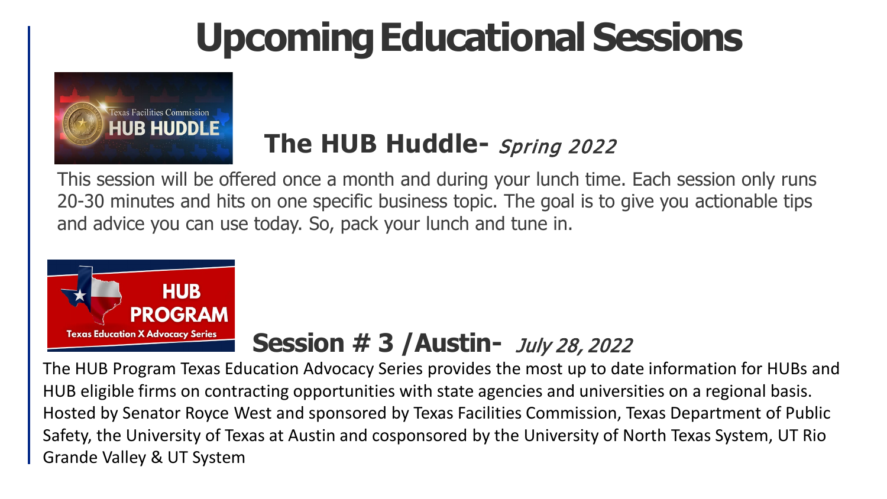# Upcoming Educational Sessions

## The HUB Huddle- *Spring 2022*

This session will be offered once a month and during your lunch time. Each session only runs 20-30 minutes and hits on one specific business topic. The goal is to give you actionable tips and advice you can use today. So, pack your lunch and tune in.

## Session # 3 /Austin- *July 28, 2022*

The HUB Program Texas Education Advocacy Series provides the most up to date information for HUBs and HUB eligible firms on contracting opportunities with state agencies and universities on a regional basis. Hosted by Senator Royce West and sponsored by Texas Facilities Commission, Texas Department of Public Safety, the University of Texas at Austin and cosponsored by the University of North Texas System, UT Rio Grande Valley & UT System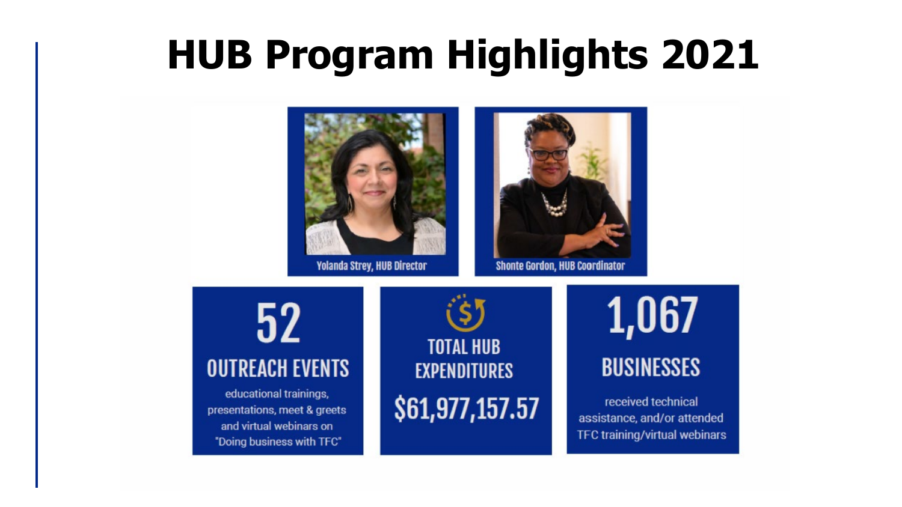# HUB Program Highlights 2021

Yolanda Strey, HUB Director

Shonte Gordon, HUB Coordinator

**52**

**OUTREACH EVENTS**

educational trainings, presentations, meet & greets and virtual webinars on "Doing business with TFC"

**TOTAL HUB EXPENDITURES**

**$61,977,157.57**

**1,067**

**BUSINESSES**

received technical assistance, and/or attended TFC training/virtual webinars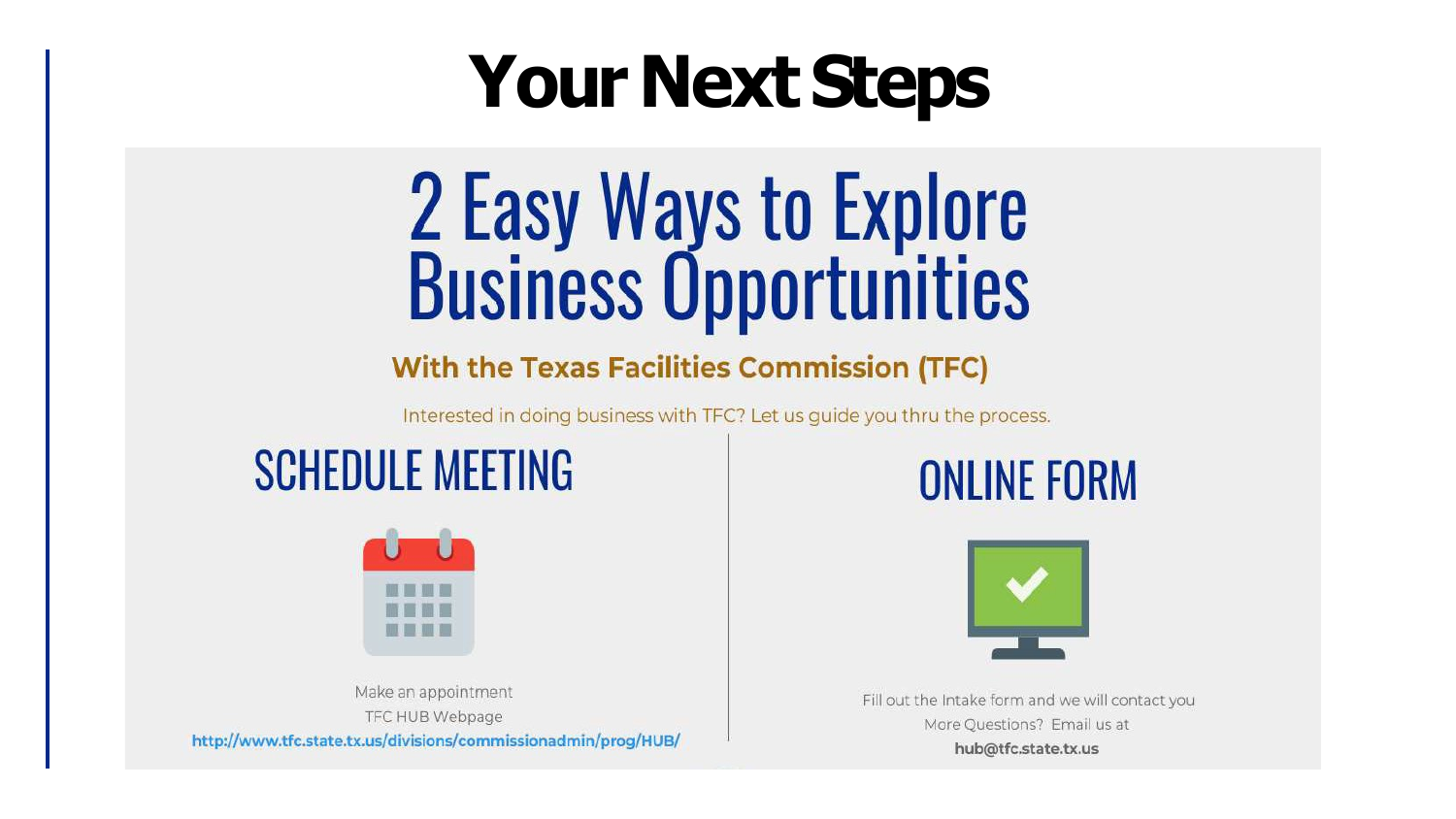# Your Next Steps

## 2 Easy Ways to Explore Business Opportunities

**With the Texas Facilities Commission (TFC)**

Interested in doing business with TFC? Let us guide you thru the process.

### SCHEDULE MEETING

Make an appointment

TFC HUB Webpage

http://www.tfc.state.tx.us/divisions/commissionadmin/prog/HUB/

### ONLINE FORM

Fill out the Intake form and we will contact you

More Questions? Email us at

**hub@tfc.state.tx.us**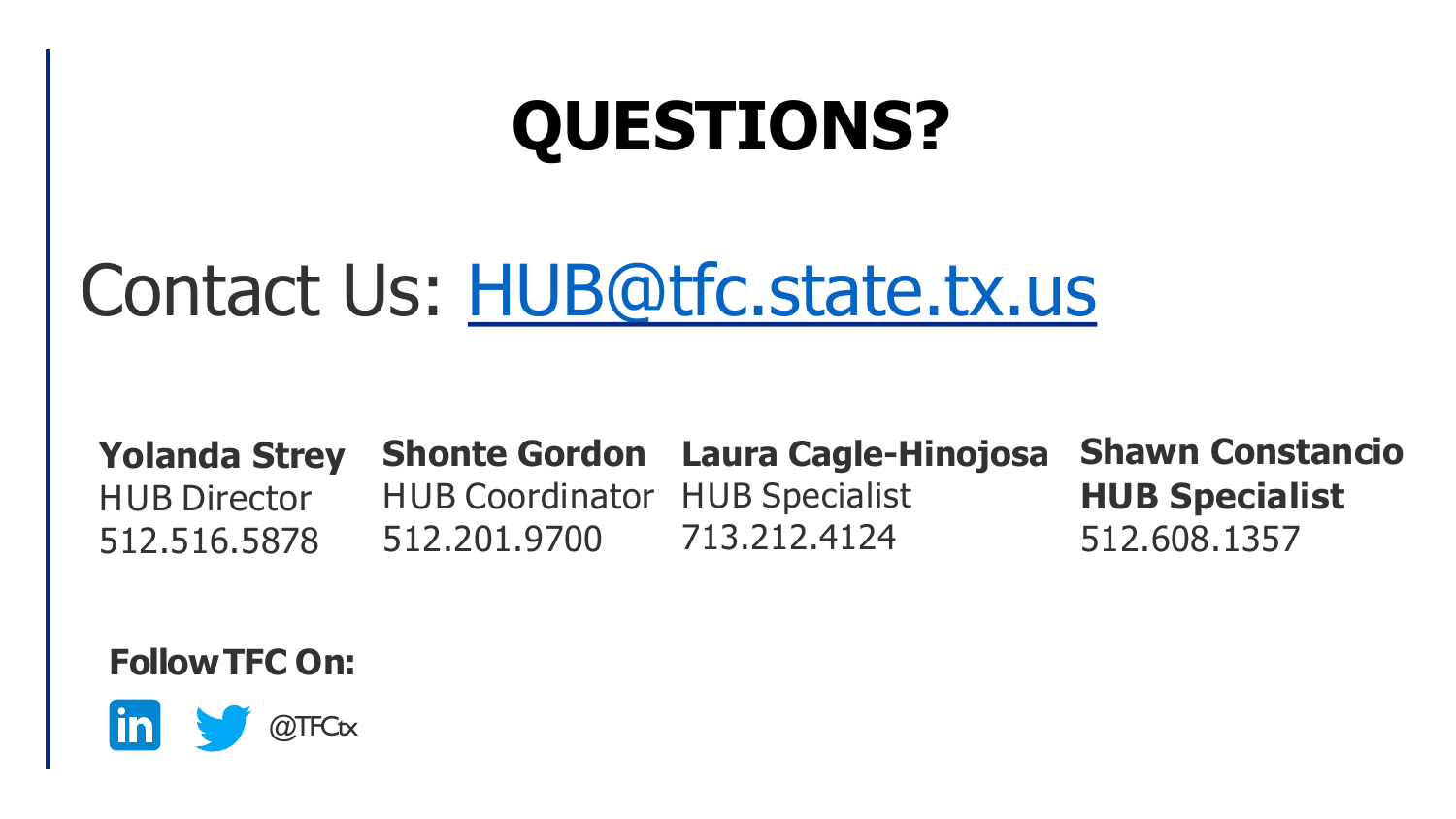# QUESTIONS?

Contact Us: HUB@tfc.state.tx.us

**Yolanda Strey**
HUB Director
512.516.5878

**Shonte Gordon**
HUB Coordinator
512.201.9700

**Laura Cagle-Hinojosa**
HUB Specialist
713.212.4124

**Shawn Constancio**
**HUB Specialist**
512.608.1357

**Follow TFC On:**

@TFCtx